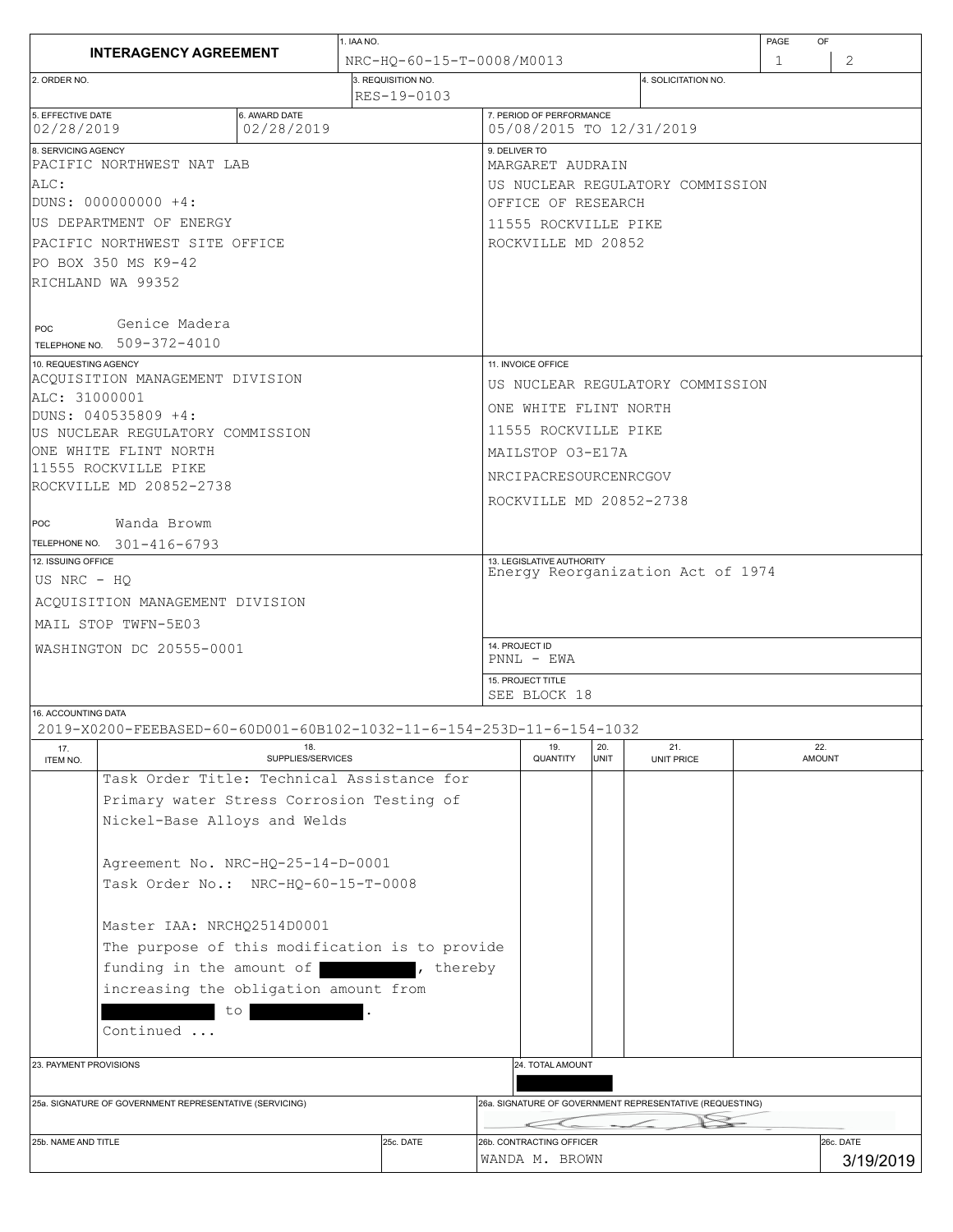# INTERAGENCY AGREEMENT

**1. IAA NO.** NRC-HQ-60-15-T-0008/M0013

**PAGE** 1 **OF** 2

**2. ORDER NO.**

**3. REQUISITION NO.** RES-19-0103

**4. SOLICITATION NO.**

**5. EFFECTIVE DATE** 02/28/2019

**6. AWARD DATE** 02/28/2019

**7. PERIOD OF PERFORMANCE** 05/08/2015 TO 12/31/2019

**8. SERVICING AGENCY**
PACIFIC NORTHWEST NAT LAB
ALC:
DUNS: 000000000 +4:
US DEPARTMENT OF ENERGY
PACIFIC NORTHWEST SITE OFFICE
PO BOX 350 MS K9-42
RICHLAND WA 99352

POC Genice Madera
TELEPHONE NO. 509-372-4010

**9. DELIVER TO**
MARGARET AUDRAIN
US NUCLEAR REGULATORY COMMISSION
OFFICE OF RESEARCH
11555 ROCKVILLE PIKE
ROCKVILLE MD 20852

**10. REQUESTING AGENCY**
ACQUISITION MANAGEMENT DIVISION
ALC: 31000001
DUNS: 040535809 +4:
US NUCLEAR REGULATORY COMMISSION
ONE WHITE FLINT NORTH
11555 ROCKVILLE PIKE
ROCKVILLE MD 20852-2738

POC Wanda Browm
TELEPHONE NO. 301-416-6793

**11. INVOICE OFFICE**
US NUCLEAR REGULATORY COMMISSION
ONE WHITE FLINT NORTH
11555 ROCKVILLE PIKE
MAILSTOP O3-E17A
NRCIPACRESOURCENRCGOV
ROCKVILLE MD 20852-2738

**12. ISSUING OFFICE**
US NRC - HQ
ACQUISITION MANAGEMENT DIVISION
MAIL STOP TWFN-5E03
WASHINGTON DC 20555-0001

**13. LEGISLATIVE AUTHORITY**
Energy Reorganization Act of 1974

**14. PROJECT ID**
PNNL - EWA

**15. PROJECT TITLE**
SEE BLOCK 18

**16. ACCOUNTING DATA**
2019-X0200-FEEBASED-60-60D001-60B102-1032-11-6-154-253D-11-6-154-1032

| 17. ITEM NO. | 18. SUPPLIES/SERVICES | 19. QUANTITY | 20. UNIT | 21. UNIT PRICE | 22. AMOUNT |
|---|---|---|---|---|---|
| | Task Order Title: Technical Assistance for Primary water Stress Corrosion Testing of Nickel-Base Alloys and Welds<br><br>Agreement No. NRC-HQ-25-14-D-0001<br>Task Order No.: NRC-HQ-60-15-T-0008<br><br>Master IAA: NRCHQ2514D0001<br>The purpose of this modification is to provide funding in the amount of [REDACTED], thereby increasing the obligation amount from [REDACTED] to [REDACTED].<br>Continued ... | | | | |

**23. PAYMENT PROVISIONS**

**24. TOTAL AMOUNT** [REDACTED]

**25a. SIGNATURE OF GOVERNMENT REPRESENTATIVE (SERVICING)**

**25b. NAME AND TITLE**

**25c. DATE**

**26a. SIGNATURE OF GOVERNMENT REPRESENTATIVE (REQUESTING)**

**26b. CONTRACTING OFFICER**
WANDA M. BROWN

**26c. DATE** 3/19/2019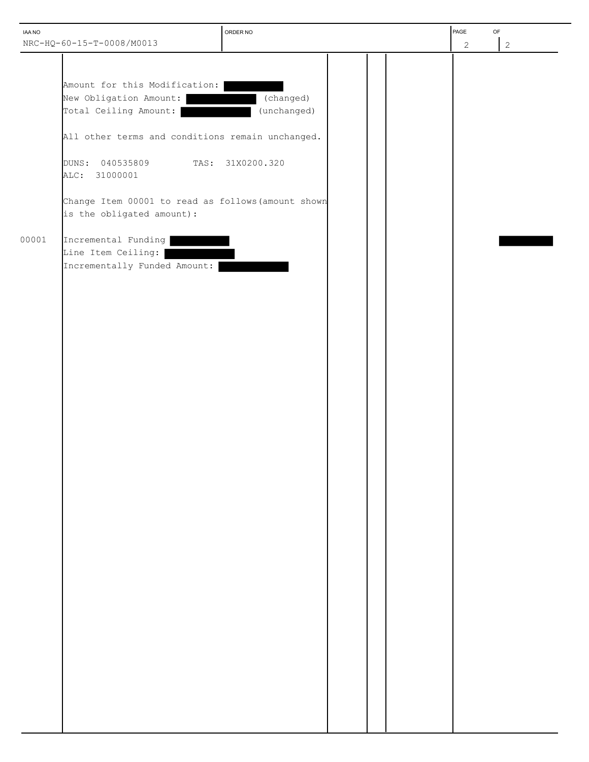| IAA NO | ORDER NO |
| --- | --- |
| NRC-HQ-60-15-T-0008/M0013 | |

Amount for this Modification: [REDACTED]
New Obligation Amount: [REDACTED] (changed)
Total Ceiling Amount: [REDACTED] (unchanged)

All other terms and conditions remain unchanged.

DUNS: 040535809 TAS: 31X0200.320
ALC: 31000001

Change Item 00001 to read as follows(amount shown is the obligated amount):

| | | | | | |
| --- | --- | --- | --- | --- | --- |
| 00001 | Incremental Funding [REDACTED]<br>Line Item Ceiling: [REDACTED]<br>Incrementally Funded Amount: [REDACTED] | | | | [REDACTED] |